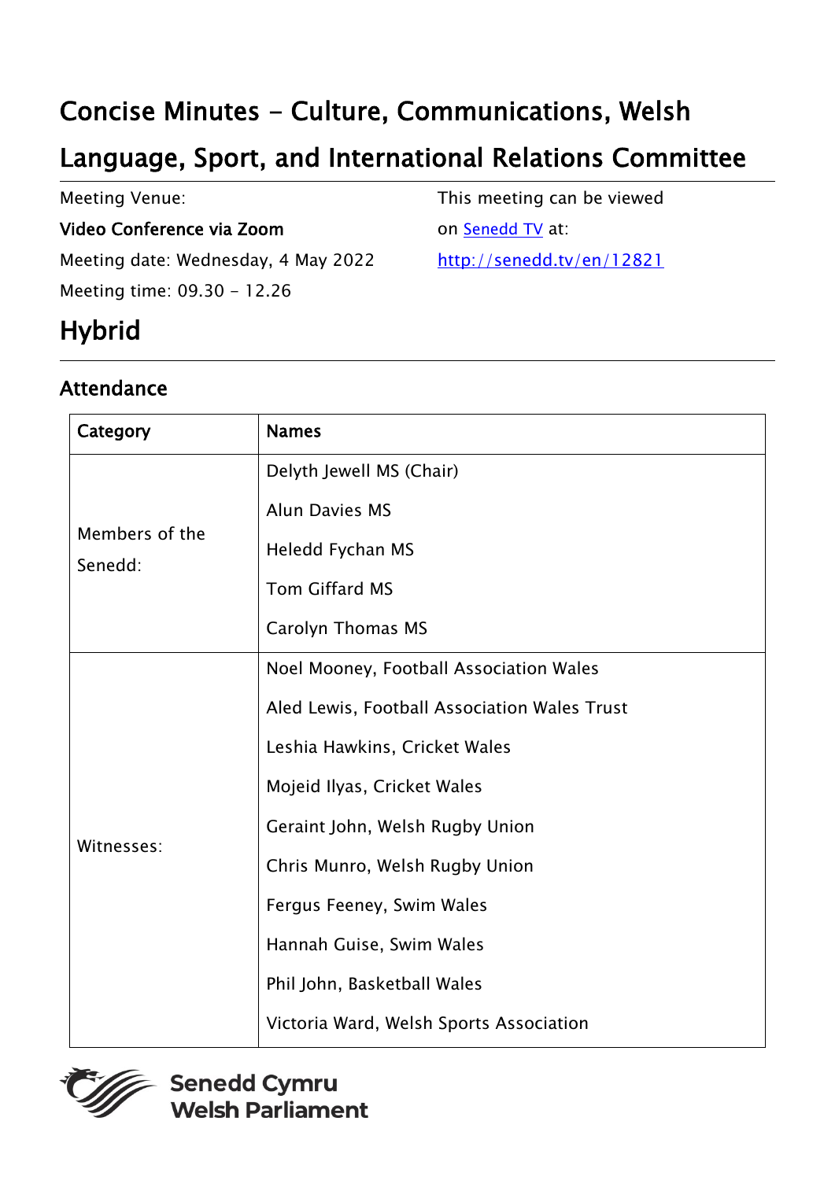# Concise Minutes - Culture, Communications, Welsh Language, Sport, and International Relations Committee

Meeting Venue:

**Video Conference via Zoom**

Meeting date: Wednesday, 4 May 2022

Meeting time: 09.30 - 12.26

This meeting can be viewed on [Senedd TV](http://senedd.tv/en/12821) at:

http://senedd.tv/en/12821

## Hybrid

### Attendance

| Category | Names |
| --- | --- |
| Members of the Senedd: | Delyth Jewell MS (Chair)<br>Alun Davies MS<br>Heledd Fychan MS<br>Tom Giffard MS<br>Carolyn Thomas MS |
| Witnesses: | Noel Mooney, Football Association Wales<br>Aled Lewis, Football Association Wales Trust<br>Leshia Hawkins, Cricket Wales<br>Mojeid Ilyas, Cricket Wales<br>Geraint John, Welsh Rugby Union<br>Chris Munro, Welsh Rugby Union<br>Fergus Feeney, Swim Wales<br>Hannah Guise, Swim Wales<br>Phil John, Basketball Wales<br>Victoria Ward, Welsh Sports Association |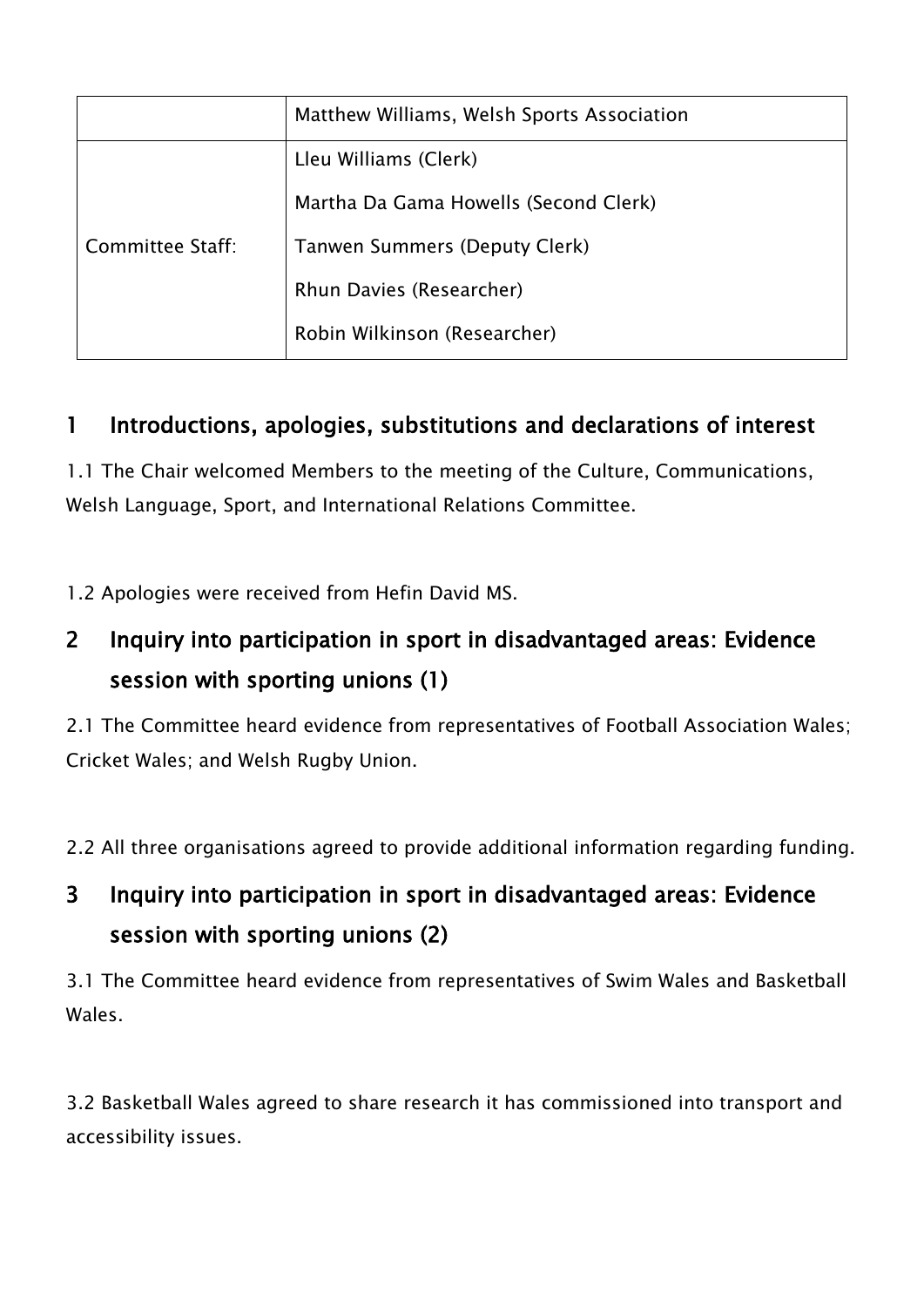| | |
|---|---|
| | Matthew Williams, Welsh Sports Association |
| Committee Staff: | Lleu Williams (Clerk)<br>Martha Da Gama Howells (Second Clerk)<br>Tanwen Summers (Deputy Clerk)<br>Rhun Davies (Researcher)<br>Robin Wilkinson (Researcher) |

## 1 Introductions, apologies, substitutions and declarations of interest

1.1 The Chair welcomed Members to the meeting of the Culture, Communications, Welsh Language, Sport, and International Relations Committee.

1.2 Apologies were received from Hefin David MS.

## 2 Inquiry into participation in sport in disadvantaged areas: Evidence session with sporting unions (1)

2.1 The Committee heard evidence from representatives of Football Association Wales; Cricket Wales; and Welsh Rugby Union.

2.2 All three organisations agreed to provide additional information regarding funding.

## 3 Inquiry into participation in sport in disadvantaged areas: Evidence session with sporting unions (2)

3.1 The Committee heard evidence from representatives of Swim Wales and Basketball Wales.

3.2 Basketball Wales agreed to share research it has commissioned into transport and accessibility issues.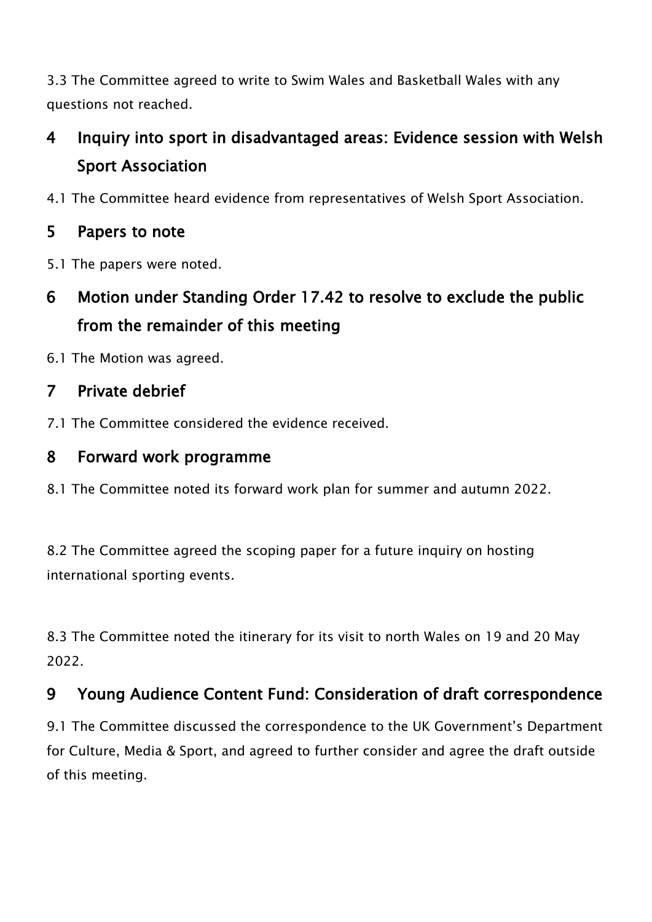3.3 The Committee agreed to write to Swim Wales and Basketball Wales with any questions not reached.

## 4 Inquiry into sport in disadvantaged areas: Evidence session with Welsh Sport Association

4.1 The Committee heard evidence from representatives of Welsh Sport Association.

## 5 Papers to note

5.1 The papers were noted.

## 6 Motion under Standing Order 17.42 to resolve to exclude the public from the remainder of this meeting

6.1 The Motion was agreed.

## 7 Private debrief

7.1 The Committee considered the evidence received.

## 8 Forward work programme

8.1 The Committee noted its forward work plan for summer and autumn 2022.

8.2 The Committee agreed the scoping paper for a future inquiry on hosting international sporting events.

8.3 The Committee noted the itinerary for its visit to north Wales on 19 and 20 May 2022.

## 9 Young Audience Content Fund: Consideration of draft correspondence

9.1 The Committee discussed the correspondence to the UK Government's Department for Culture, Media & Sport, and agreed to further consider and agree the draft outside of this meeting.